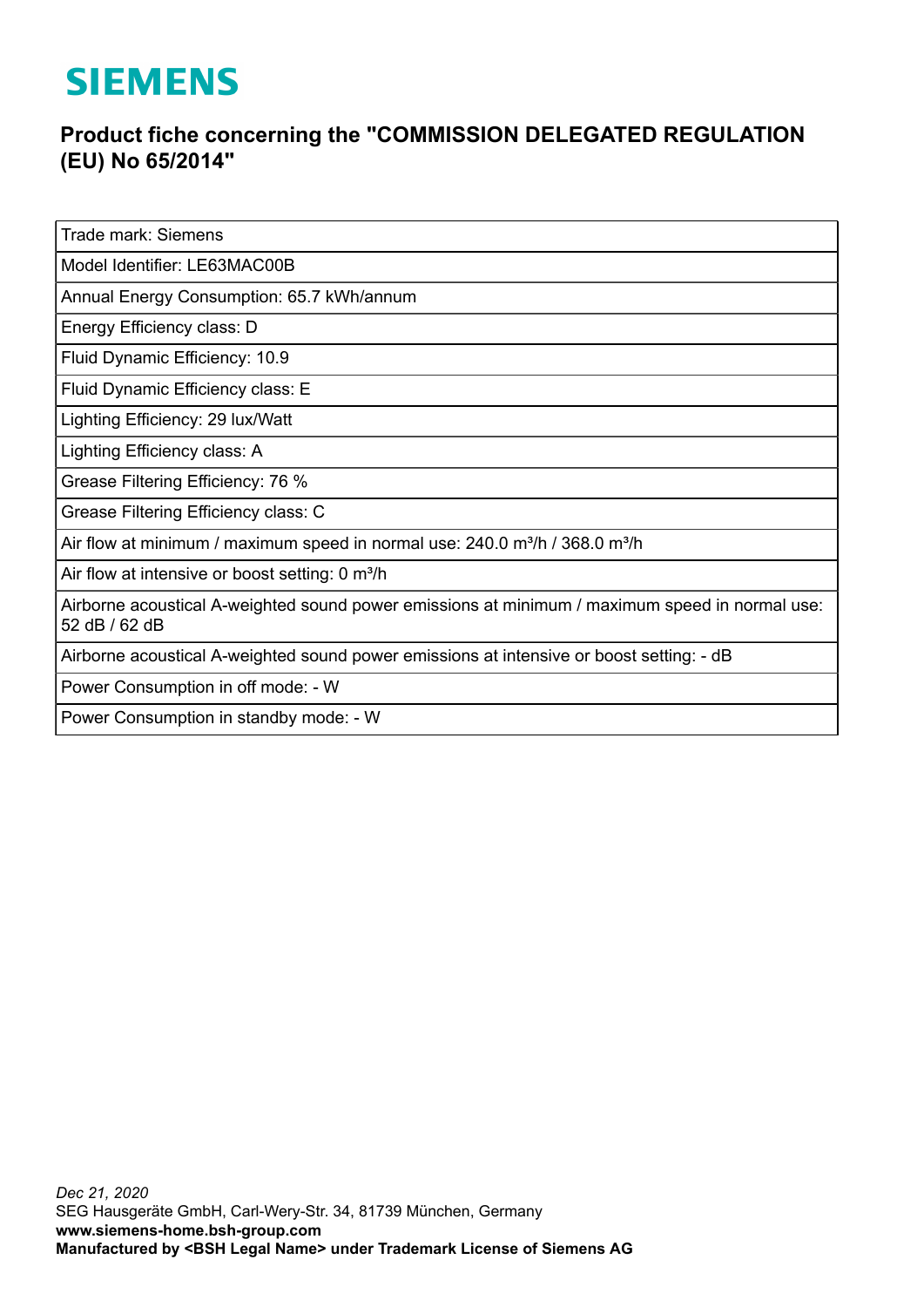# SIEMENS

## Product fiche concerning the "COMMISSION DELEGATED REGULATION (EU) No 65/2014"

| Trade mark: Siemens |
|---|
| Model Identifier: LE63MAC00B |
| Annual Energy Consumption: 65.7 kWh/annum |
| Energy Efficiency class: D |
| Fluid Dynamic Efficiency: 10.9 |
| Fluid Dynamic Efficiency class: E |
| Lighting Efficiency: 29 lux/Watt |
| Lighting Efficiency class: A |
| Grease Filtering Efficiency: 76 % |
| Grease Filtering Efficiency class: C |
| Air flow at minimum / maximum speed in normal use: 240.0 m³/h / 368.0 m³/h |
| Air flow at intensive or boost setting: 0 m³/h |
| Airborne acoustical A-weighted sound power emissions at minimum / maximum speed in normal use: 52 dB / 62 dB |
| Airborne acoustical A-weighted sound power emissions at intensive or boost setting: - dB |
| Power Consumption in off mode: - W |
| Power Consumption in standby mode: - W |

*Dec 21, 2020*
SEG Hausgeräte GmbH, Carl-Wery-Str. 34, 81739 München, Germany
**www.siemens-home.bsh-group.com**
**Manufactured by <BSH Legal Name> under Trademark License of Siemens AG**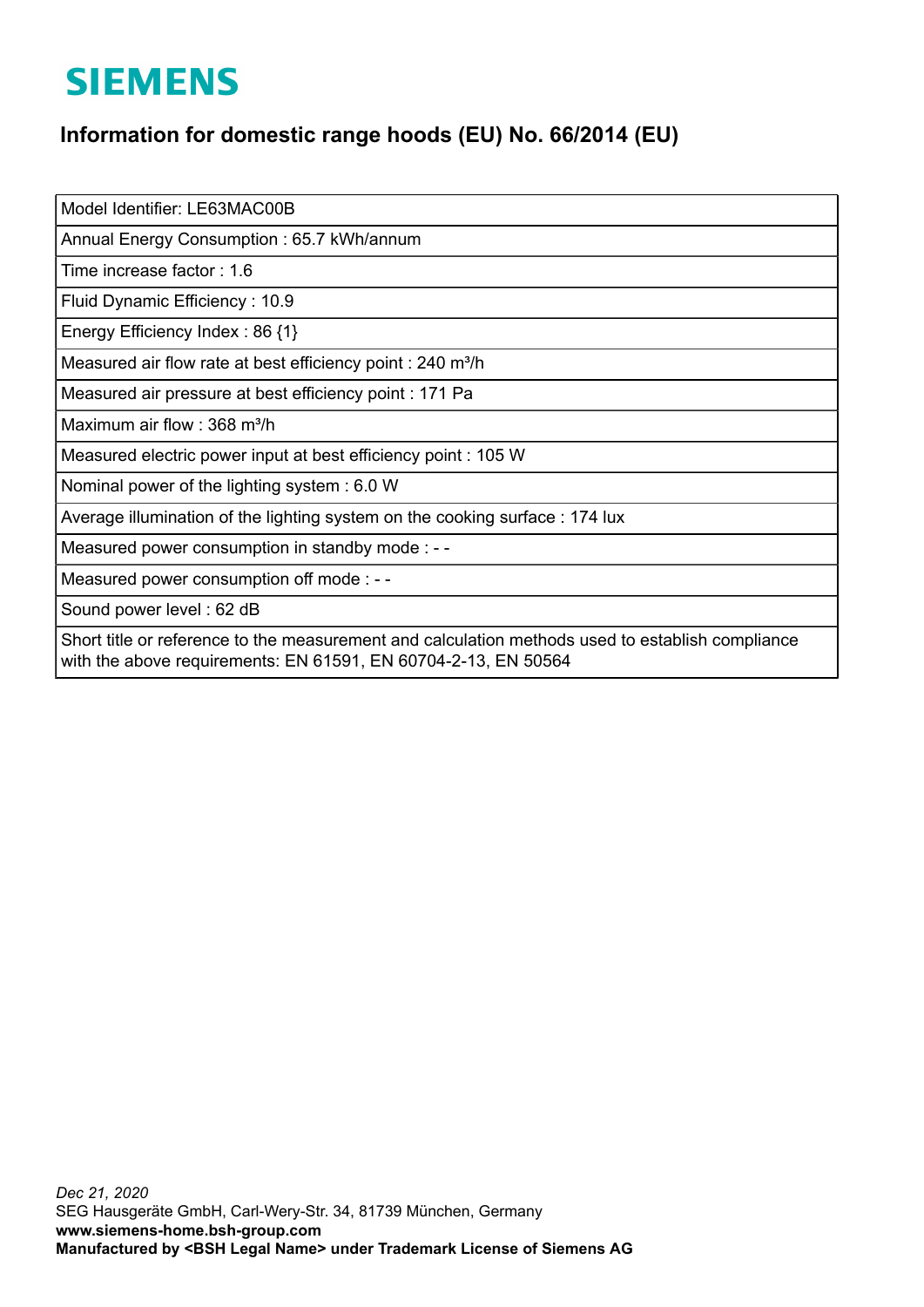SIEMENS

## Information for domestic range hoods (EU) No. 66/2014 (EU)

| |
|---|
| Model Identifier: LE63MAC00B |
| Annual Energy Consumption : 65.7 kWh/annum |
| Time increase factor : 1.6 |
| Fluid Dynamic Efficiency : 10.9 |
| Energy Efficiency Index : 86 {1} |
| Measured air flow rate at best efficiency point : 240 m³/h |
| Measured air pressure at best efficiency point : 171 Pa |
| Maximum air flow : 368 m³/h |
| Measured electric power input at best efficiency point : 105 W |
| Nominal power of the lighting system : 6.0 W |
| Average illumination of the lighting system on the cooking surface : 174 lux |
| Measured power consumption in standby mode : - - |
| Measured power consumption off mode : - - |
| Sound power level : 62 dB |
| Short title or reference to the measurement and calculation methods used to establish compliance with the above requirements: EN 61591, EN 60704-2-13, EN 50564 |

*Dec 21, 2020*
SEG Hausgeräte GmbH, Carl-Wery-Str. 34, 81739 München, Germany
**www.siemens-home.bsh-group.com**
**Manufactured by <BSH Legal Name> under Trademark License of Siemens AG**